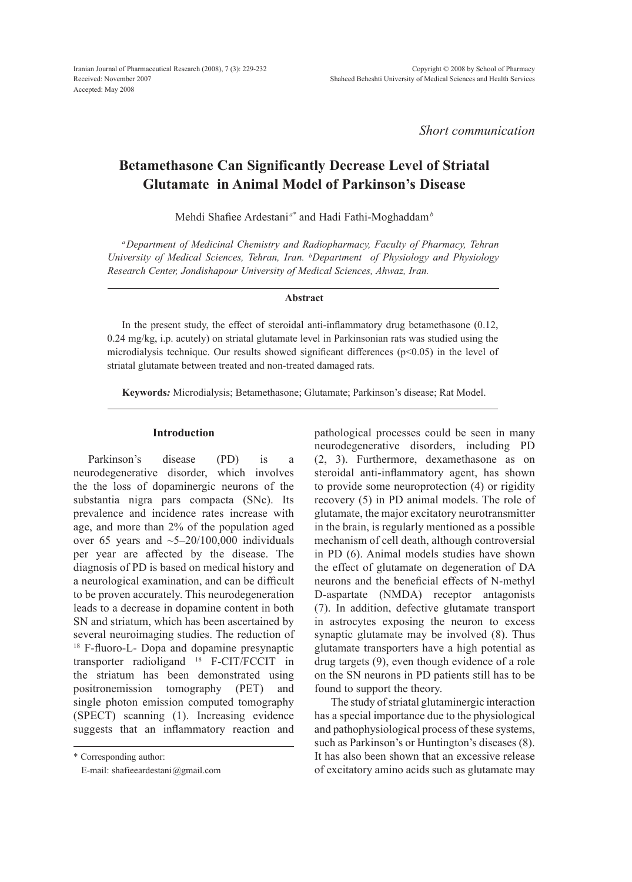*Short communication*

# Betamethasone Can Significantly Decrease Level of Striatal Glutamate in Animal Model of Parkinson's Disease

Mehdi Shafiee Ardestani[a*] and Hadi Fathi-Moghaddam[b]

*[a]Department of Medicinal Chemistry and Radiopharmacy, Faculty of Pharmacy, Tehran University of Medical Sciences, Tehran, Iran. [b]Department of Physiology and Physiology Research Center, Jondishapour University of Medical Sciences, Ahwaz, Iran.*

## Abstract

In the present study, the effect of steroidal anti-inflammatory drug betamethasone (0.12, 0.24 mg/kg, i.p. acutely) on striatal glutamate level in Parkinsonian rats was studied using the microdialysis technique. Our results showed significant differences ($p<0.05$) in the level of striatal glutamate between treated and non-treated damaged rats.

**Keywords***:* Microdialysis; Betamethasone; Glutamate; Parkinson's disease; Rat Model.

## Introduction

Parkinson's disease (PD) is a neurodegenerative disorder, which involves the the loss of dopaminergic neurons of the substantia nigra pars compacta (SNc). Its prevalence and incidence rates increase with age, and more than 2% of the population aged over 65 years and ~5–20/100,000 individuals per year are affected by the disease. The diagnosis of PD is based on medical history and a neurological examination, and can be difficult to be proven accurately. This neurodegeneration leads to a decrease in dopamine content in both SN and striatum, which has been ascertained by several neuroimaging studies. The reduction of $^{18}$F-fluoro-L- Dopa and dopamine presynaptic transporter radioligand $^{18}$F-CIT/FCCIT in the striatum has been demonstrated using positronemission tomography (PET) and single photon emission computed tomography (SPECT) scanning (1). Increasing evidence suggests that an inflammatory reaction and pathological processes could be seen in many neurodegenerative disorders, including PD (2, 3). Furthermore, dexamethasone as on steroidal anti-inflammatory agent, has shown to provide some neuroprotection (4) or rigidity recovery (5) in PD animal models. The role of glutamate, the major excitatory neurotransmitter in the brain, is regularly mentioned as a possible mechanism of cell death, although controversial in PD (6). Animal models studies have shown the effect of glutamate on degeneration of DA neurons and the beneficial effects of N-methyl D-aspartate (NMDA) receptor antagonists (7). In addition, defective glutamate transport in astrocytes exposing the neuron to excess synaptic glutamate may be involved (8). Thus glutamate transporters have a high potential as drug targets (9), even though evidence of a role on the SN neurons in PD patients still has to be found to support the theory.

The study of striatal glutaminergic interaction has a special importance due to the physiological and pathophysiological process of these systems, such as Parkinson's or Huntington's diseases (8). It has also been shown that an excessive release of excitatory amino acids such as glutamate may

\* Corresponding author:
E-mail: shafieeardestani@gmail.com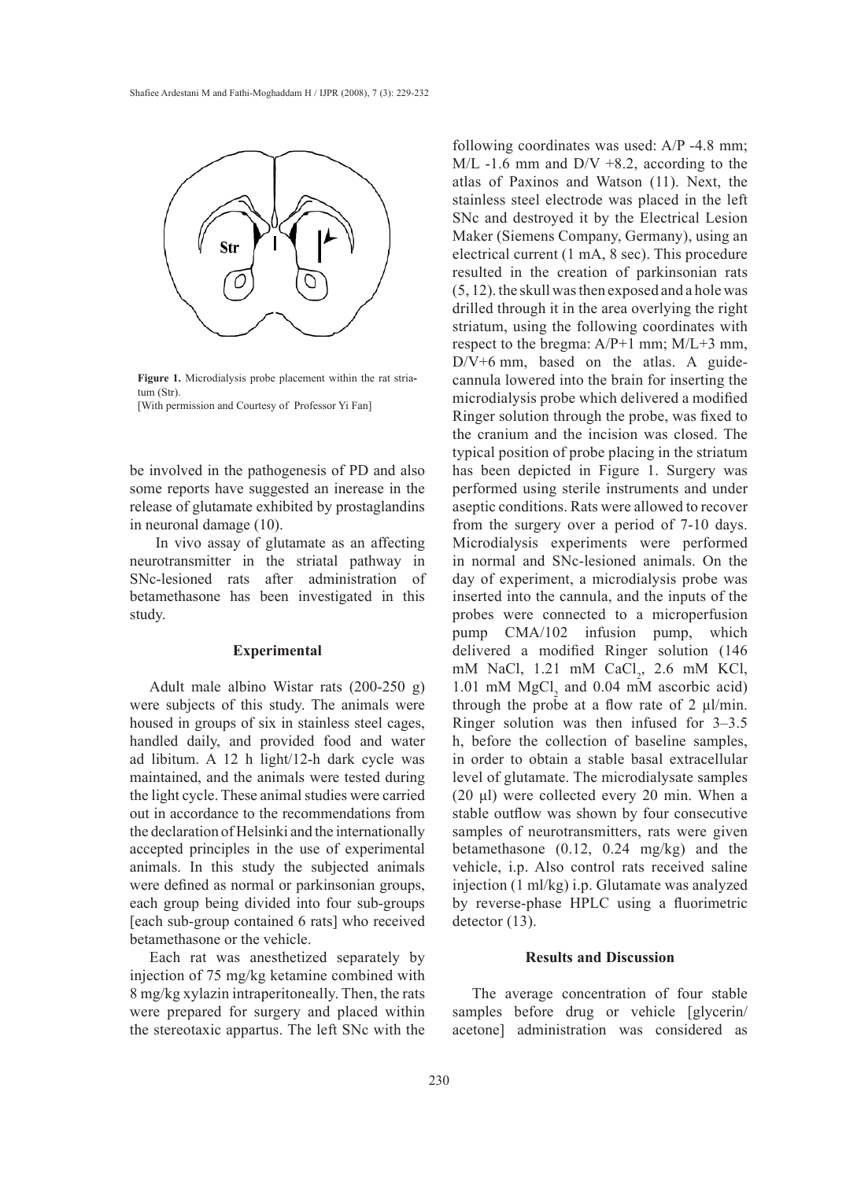**Figure 1.** Microdialysis probe placement within the rat striatum (Str).
[With permission and Courtesy of Professor Yi Fan]

be involved in the pathogenesis of PD and also some reports have suggested an inerease in the release of glutamate exhibited by prostaglandins in neuronal damage (10).

In vivo assay of glutamate as an affecting neurotransmitter in the striatal pathway in SNc-lesioned rats after administration of betamethasone has been investigated in this study.

## Experimental

Adult male albino Wistar rats (200-250 g) were subjects of this study. The animals were housed in groups of six in stainless steel cages, handled daily, and provided food and water ad libitum. A 12 h light/12-h dark cycle was maintained, and the animals were tested during the light cycle. These animal studies were carried out in accordance to the recommendations from the declaration of Helsinki and the internationally accepted principles in the use of experimental animals. In this study the subjected animals were defined as normal or parkinsonian groups, each group being divided into four sub-groups [each sub-group contained 6 rats] who received betamethasone or the vehicle.

Each rat was anesthetized separately by injection of 75 mg/kg ketamine combined with 8 mg/kg xylazin intraperitoneally. Then, the rats were prepared for surgery and placed within the stereotaxic appartus. The left SNc with the following coordinates was used: A/P -4.8 mm; M/L -1.6 mm and D/V +8.2, according to the atlas of Paxinos and Watson (11). Next, the stainless steel electrode was placed in the left SNc and destroyed it by the Electrical Lesion Maker (Siemens Company, Germany), using an electrical current (1 mA, 8 sec). This procedure resulted in the creation of parkinsonian rats (5, 12). the skull was then exposed and a hole was drilled through it in the area overlying the right striatum, using the following coordinates with respect to the bregma: A/P+1 mm; M/L+3 mm, D/V+6 mm, based on the atlas. A guide-cannula lowered into the brain for inserting the microdialysis probe which delivered a modified Ringer solution through the probe, was fixed to the cranium and the incision was closed. The typical position of probe placing in the striatum has been depicted in Figure 1. Surgery was performed using sterile instruments and under aseptic conditions. Rats were allowed to recover from the surgery over a period of 7-10 days. Microdialysis experiments were performed in normal and SNc-lesioned animals. On the day of experiment, a microdialysis probe was inserted into the cannula, and the inputs of the probes were connected to a microperfusion pump CMA/102 infusion pump, which delivered a modified Ringer solution (146 mM NaCl, 1.21 mM $CaCl_2$, 2.6 mM KCl, 1.01 mM $MgCl_2$ and 0.04 mM ascorbic acid) through the probe at a flow rate of 2 µl/min. Ringer solution was then infused for 3–3.5 h, before the collection of baseline samples, in order to obtain a stable basal extracellular level of glutamate. The microdialysate samples (20 µl) were collected every 20 min. When a stable outflow was shown by four consecutive samples of neurotransmitters, rats were given betamethasone (0.12, 0.24 mg/kg) and the vehicle, i.p. Also control rats received saline injection (1 ml/kg) i.p. Glutamate was analyzed by reverse-phase HPLC using a fluorimetric detector (13).

## Results and Discussion

The average concentration of four stable samples before drug or vehicle [glycerin/acetone] administration was considered as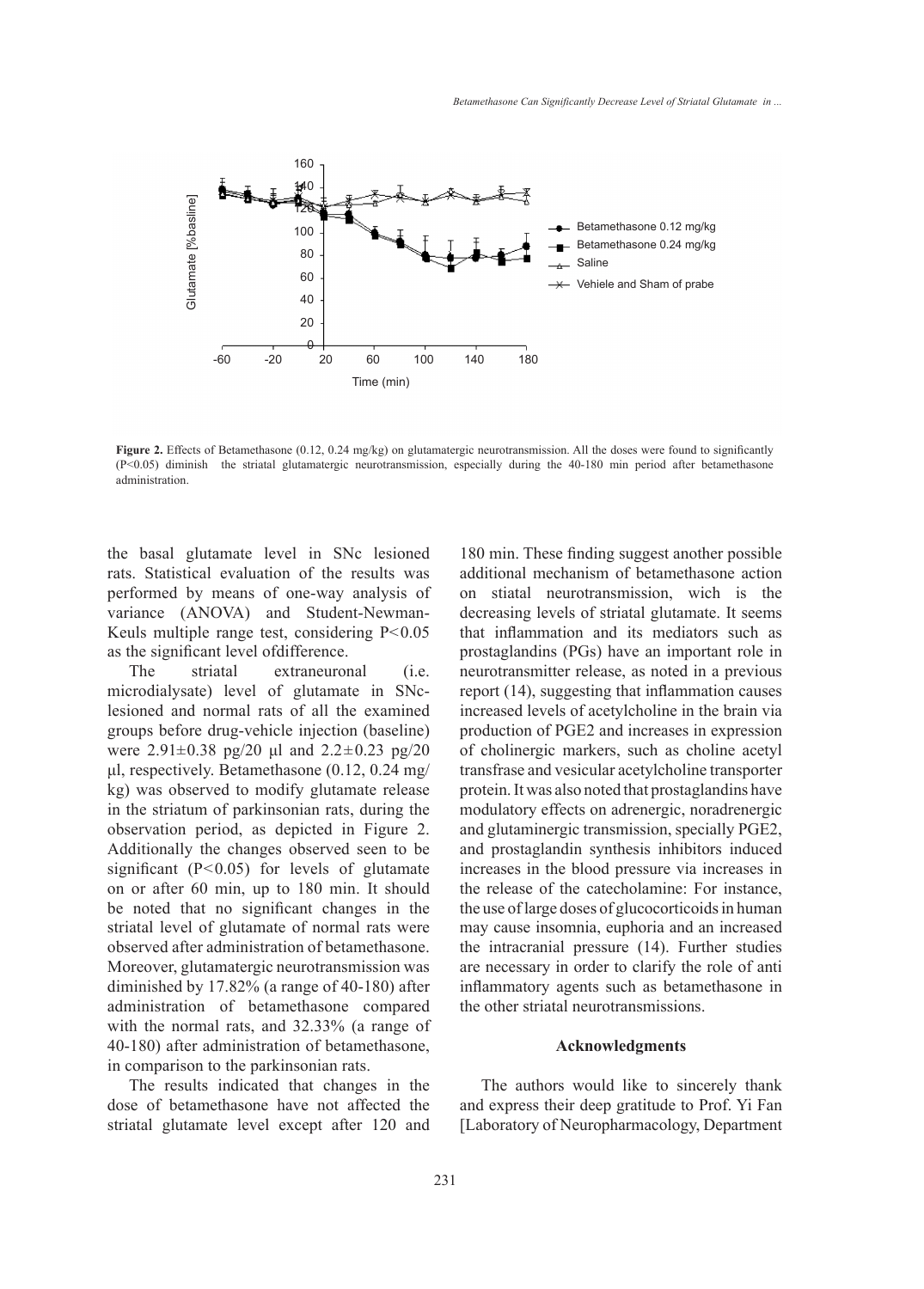**Figure 2.** Effects of Betamethasone (0.12, 0.24 mg/kg) on glutamatergic neurotransmission. All the doses were found to significantly (P<0.05) diminish the striatal glutamatergic neurotransmission, especially during the 40-180 min period after betamethasone administration.

the basal glutamate level in SNc lesioned rats. Statistical evaluation of the results was performed by means of one-way analysis of variance (ANOVA) and Student-Newman-Keuls multiple range test, considering $P<0.05$ as the significant level ofdifference.

The striatal extraneuronal (i.e. microdialysate) level of glutamate in SNc-lesioned and normal rats of all the examined groups before drug-vehicle injection (baseline) were 2.91±0.38 pg/20 µl and 2.2±0.23 pg/20 µl, respectively. Betamethasone (0.12, 0.24 mg/kg) was observed to modify glutamate release in the striatum of parkinsonian rats, during the observation period, as depicted in Figure 2. Additionally the changes observed seen to be significant ($P<0.05$) for levels of glutamate on or after 60 min, up to 180 min. It should be noted that no significant changes in the striatal level of glutamate of normal rats were observed after administration of betamethasone. Moreover, glutamatergic neurotransmission was diminished by 17.82% (a range of 40-180) after administration of betamethasone compared with the normal rats, and 32.33% (a range of 40-180) after administration of betamethasone, in comparison to the parkinsonian rats.

The results indicated that changes in the dose of betamethasone have not affected the striatal glutamate level except after 120 and 180 min. These finding suggest another possible additional mechanism of betamethasone action on stiatal neurotransmission, wich is the decreasing levels of striatal glutamate. It seems that inflammation and its mediators such as prostaglandins (PGs) have an important role in neurotransmitter release, as noted in a previous report (14), suggesting that inflammation causes increased levels of acetylcholine in the brain via production of PGE2 and increases in expression of cholinergic markers, such as choline acetyl transfrase and vesicular acetylcholine transporter protein. It was also noted that prostaglandins have modulatory effects on adrenergic, noradrenergic and glutaminergic transmission, specially PGE2, and prostaglandin synthesis inhibitors induced increases in the blood pressure via increases in the release of the catecholamine: For instance, the use of large doses of glucocorticoids in human may cause insomnia, euphoria and an increased the intracranial pressure (14). Further studies are necessary in order to clarify the role of anti inflammatory agents such as betamethasone in the other striatal neurotransmissions.

## Acknowledgments

The authors would like to sincerely thank and express their deep gratitude to Prof. Yi Fan [Laboratory of Neuropharmacology, Department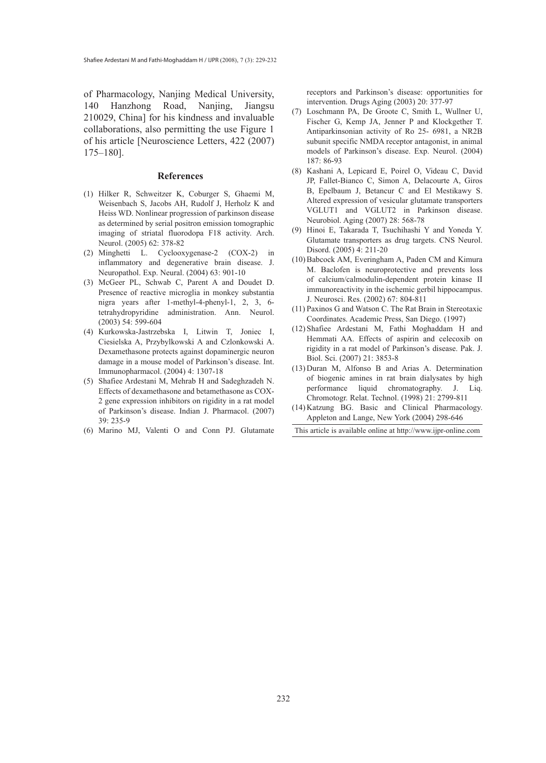of Pharmacology, Nanjing Medical University, 140 Hanzhong Road, Nanjing, Jiangsu 210029, China] for his kindness and invaluable collaborations, also permitting the use Figure 1 of his article [Neuroscience Letters, 422 (2007) 175–180].

## References

(1) Hilker R, Schweitzer K, Coburger S, Ghaemi M, Weisenbach S, Jacobs AH, Rudolf J, Herholz K and Heiss WD. Nonlinear progression of parkinson disease as determined by serial positron emission tomographic imaging of striatal fluorodopa F18 activity. Arch. Neurol. (2005) 62: 378-82

(2) Minghetti L. Cyclooxygenase-2 (COX-2) in inflammatory and degenerative brain disease. J. Neuropathol. Exp. Neural. (2004) 63: 901-10

(3) McGeer PL, Schwab C, Parent A and Doudet D. Presence of reactive microglia in monkey substantia nigra years after 1-methyl-4-phenyl-1, 2, 3, 6-tetrahydropyridine administration. Ann. Neurol. (2003) 54: 599-604

(4) Kurkowska-Jastrzebska I, Litwin T, Joniec I, Ciesielska A, Przybylkowski A and Czlonkowski A. Dexamethasone protects against dopaminergic neuron damage in a mouse model of Parkinson's disease. Int. Immunopharmacol. (2004) 4: 1307-18

(5) Shafiee Ardestani M, Mehrab H and Sadeghzadeh N. Effects of dexamethasone and betamethasone as COX-2 gene expression inhibitors on rigidity in a rat model of Parkinson's disease. Indian J. Pharmacol. (2007) 39: 235-9

(6) Marino MJ, Valenti O and Conn PJ. Glutamate receptors and Parkinson's disease: opportunities for intervention. Drugs Aging (2003) 20: 377-97

(7) Loschmann PA, De Groote C, Smith L, Wullner U, Fischer G, Kemp JA, Jenner P and Klockgether T. Antiparkinsonian activity of Ro 25- 6981, a NR2B subunit specific NMDA receptor antagonist, in animal models of Parkinson's disease. Exp. Neurol. (2004) 187: 86-93

(8) Kashani A, Lepicard E, Poirel O, Videau C, David JP, Fallet-Bianco C, Simon A, Delacourte A, Giros B, Epelbaum J, Betancur C and El Mestikawy S. Altered expression of vesicular glutamate transporters VGLUT1 and VGLUT2 in Parkinson disease. Neurobiol. Aging (2007) 28: 568-78

(9) Hinoi E, Takarada T, Tsuchihashi Y and Yoneda Y. Glutamate transporters as drug targets. CNS Neurol. Disord. (2005) 4: 211-20

(10) Babcock AM, Everingham A, Paden CM and Kimura M. Baclofen is neuroprotective and prevents loss of calcium/calmodulin-dependent protein kinase II immunoreactivity in the ischemic gerbil hippocampus. J. Neurosci. Res. (2002) 67: 804-811

(11) Paxinos G and Watson C. The Rat Brain in Stereotaxic Coordinates. Academic Press, San Diego. (1997)

(12) Shafiee Ardestani M, Fathi Moghaddam H and Hemmati AA. Effects of aspirin and celecoxib on rigidity in a rat model of Parkinson's disease. Pak. J. Biol. Sci. (2007) 21: 3853-8

(13) Duran M, Alfonso B and Arias A. Determination of biogenic amines in rat brain dialysates by high performance liquid chromatography. J. Liq. Chromotogr. Relat. Technol. (1998) 21: 2799-811

(14) Katzung BG. Basic and Clinical Pharmacology. Appleton and Lange, New York (2004) 298-646

This article is available online at http://www.ijpr-online.com